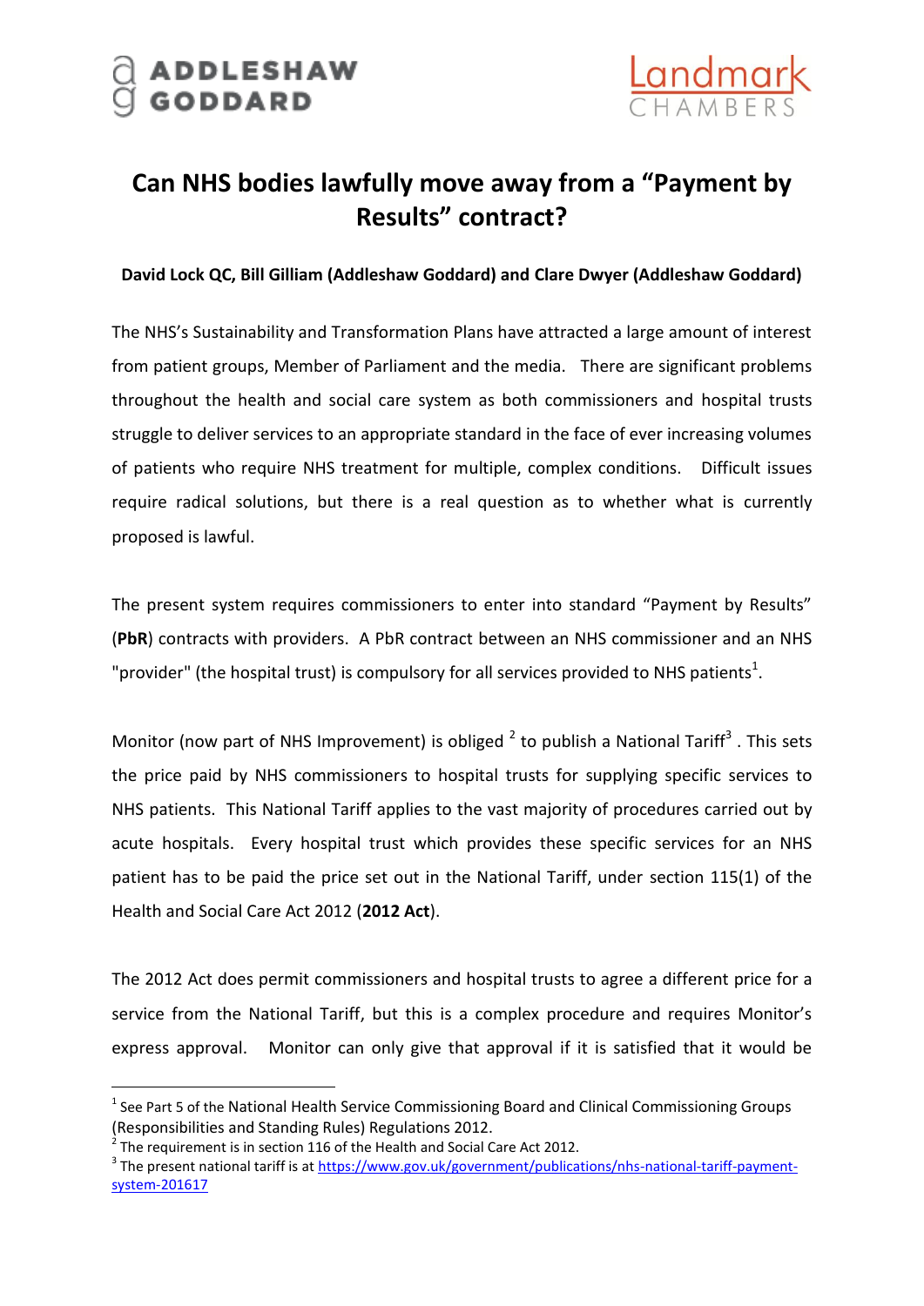ADDLESHAW GODDARD

Landmark CHAMBERS

# Can NHS bodies lawfully move away from a "Payment by Results" contract?

**David Lock QC, Bill Gilliam (Addleshaw Goddard) and Clare Dwyer (Addleshaw Goddard)**

The NHS's Sustainability and Transformation Plans have attracted a large amount of interest from patient groups, Member of Parliament and the media. There are significant problems throughout the health and social care system as both commissioners and hospital trusts struggle to deliver services to an appropriate standard in the face of ever increasing volumes of patients who require NHS treatment for multiple, complex conditions. Difficult issues require radical solutions, but there is a real question as to whether what is currently proposed is lawful.

The present system requires commissioners to enter into standard "Payment by Results" (**PbR**) contracts with providers. A PbR contract between an NHS commissioner and an NHS "provider" (the hospital trust) is compulsory for all services provided to NHS patients[1].

Monitor (now part of NHS Improvement) is obliged [2] to publish a National Tariff[3] . This sets the price paid by NHS commissioners to hospital trusts for supplying specific services to NHS patients. This National Tariff applies to the vast majority of procedures carried out by acute hospitals. Every hospital trust which provides these specific services for an NHS patient has to be paid the price set out in the National Tariff, under section 115(1) of the Health and Social Care Act 2012 (**2012 Act**).

The 2012 Act does permit commissioners and hospital trusts to agree a different price for a service from the National Tariff, but this is a complex procedure and requires Monitor's express approval. Monitor can only give that approval if it is satisfied that it would be

---

[1] See Part 5 of the National Health Service Commissioning Board and Clinical Commissioning Groups (Responsibilities and Standing Rules) Regulations 2012.

[2] The requirement is in section 116 of the Health and Social Care Act 2012.

[3] The present national tariff is at https://www.gov.uk/government/publications/nhs-national-tariff-payment-system-201617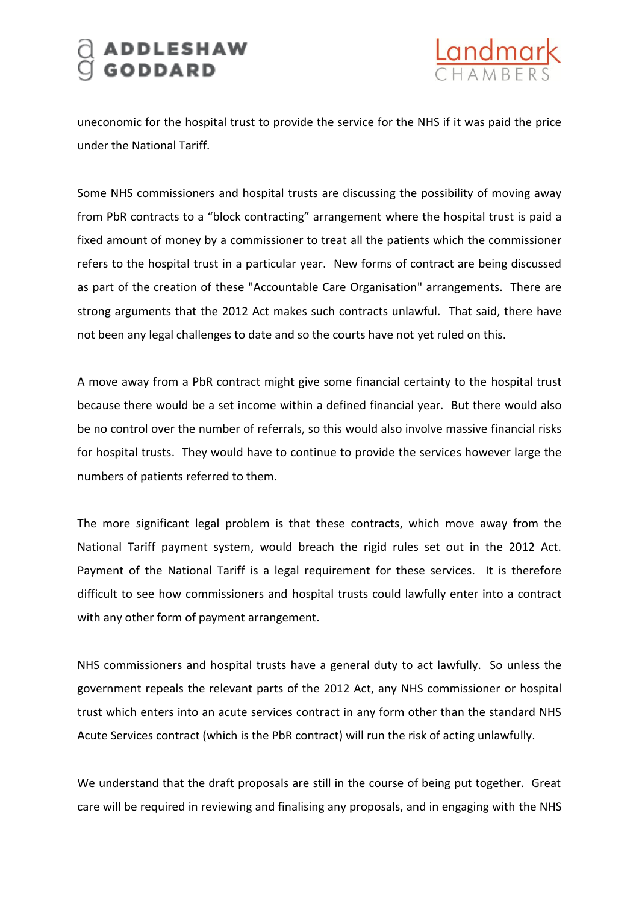uneconomic for the hospital trust to provide the service for the NHS if it was paid the price under the National Tariff.

Some NHS commissioners and hospital trusts are discussing the possibility of moving away from PbR contracts to a “block contracting” arrangement where the hospital trust is paid a fixed amount of money by a commissioner to treat all the patients which the commissioner refers to the hospital trust in a particular year. New forms of contract are being discussed as part of the creation of these "Accountable Care Organisation" arrangements. There are strong arguments that the 2012 Act makes such contracts unlawful. That said, there have not been any legal challenges to date and so the courts have not yet ruled on this.

A move away from a PbR contract might give some financial certainty to the hospital trust because there would be a set income within a defined financial year. But there would also be no control over the number of referrals, so this would also involve massive financial risks for hospital trusts. They would have to continue to provide the services however large the numbers of patients referred to them.

The more significant legal problem is that these contracts, which move away from the National Tariff payment system, would breach the rigid rules set out in the 2012 Act. Payment of the National Tariff is a legal requirement for these services. It is therefore difficult to see how commissioners and hospital trusts could lawfully enter into a contract with any other form of payment arrangement.

NHS commissioners and hospital trusts have a general duty to act lawfully. So unless the government repeals the relevant parts of the 2012 Act, any NHS commissioner or hospital trust which enters into an acute services contract in any form other than the standard NHS Acute Services contract (which is the PbR contract) will run the risk of acting unlawfully.

We understand that the draft proposals are still in the course of being put together. Great care will be required in reviewing and finalising any proposals, and in engaging with the NHS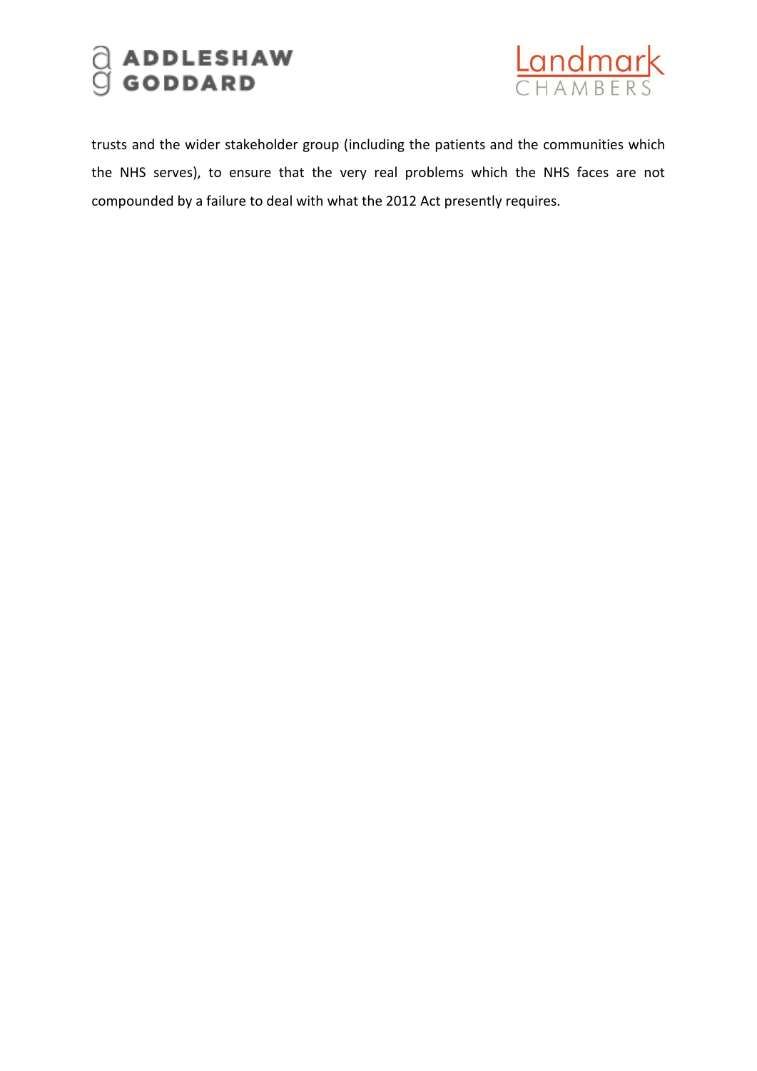trusts and the wider stakeholder group (including the patients and the communities which the NHS serves), to ensure that the very real problems which the NHS faces are not compounded by a failure to deal with what the 2012 Act presently requires.